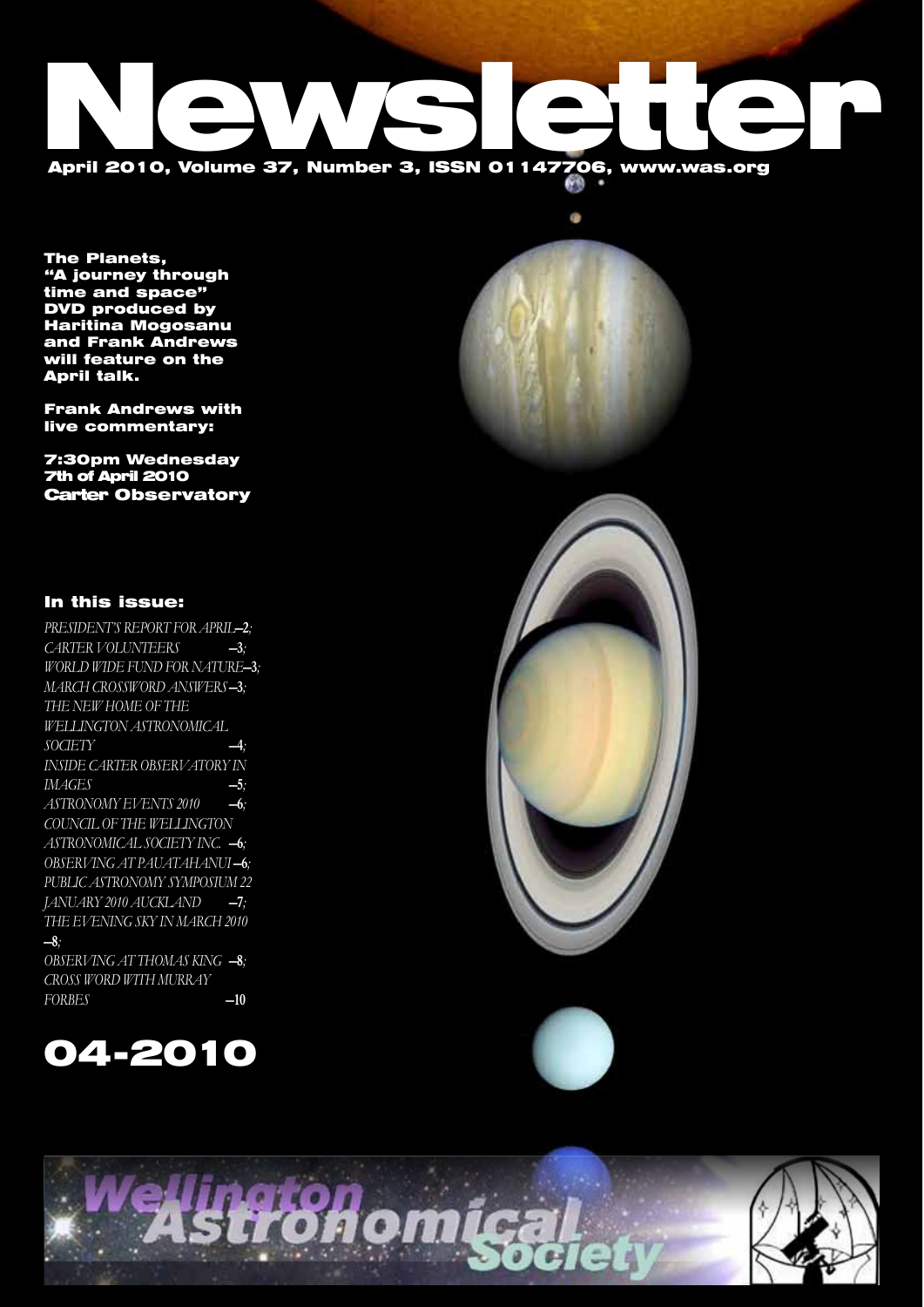# Newsletter

**April 2010, Volume 37, Number 3, ISSN 01147706, www.was.org**

**The Planets, "A journey through time and space" DVD produced by Haritina Mogosanu and Frank Andrews will feature on the April talk.**

**Frank Andrews with live commentary:**

**7:30pm Wednesday 7th of April 2010 Carter Observatory**

## In this issue:

*PRESIDENT'S REPORT FOR APRIL*—**2**;
*CARTER VOLUNTEERS* —**3**;
*WORLD WIDE FUND FOR NATURE*—**3**;
*MARCH CROSSWORD ANSWERS*—**3**;
*THE NEW HOME OF THE WELLINGTON ASTRONOMICAL SOCIETY* —**4**;
*INSIDE CARTER OBSERVATORY IN IMAGES* —**5**;
*ASTRONOMY EVENTS 2010* —**6**;
*COUNCIL OF THE WELLINGTON ASTRONOMICAL SOCIETY INC.* —**6**;
*OBSERVING AT PAUATAHANUI*—**6**;
*PUBLIC ASTRONOMY SYMPOSIUM 22 JANUARY 2010 AUCKLAND* —**7**;
*THE EVENING SKY IN MARCH 2010* —**8**;
*OBSERVING AT THOMAS KING* —**8**;
*CROSS WORD WITH MURRAY FORBES* —**10**

# 04-2010

Wellington Astronomical Society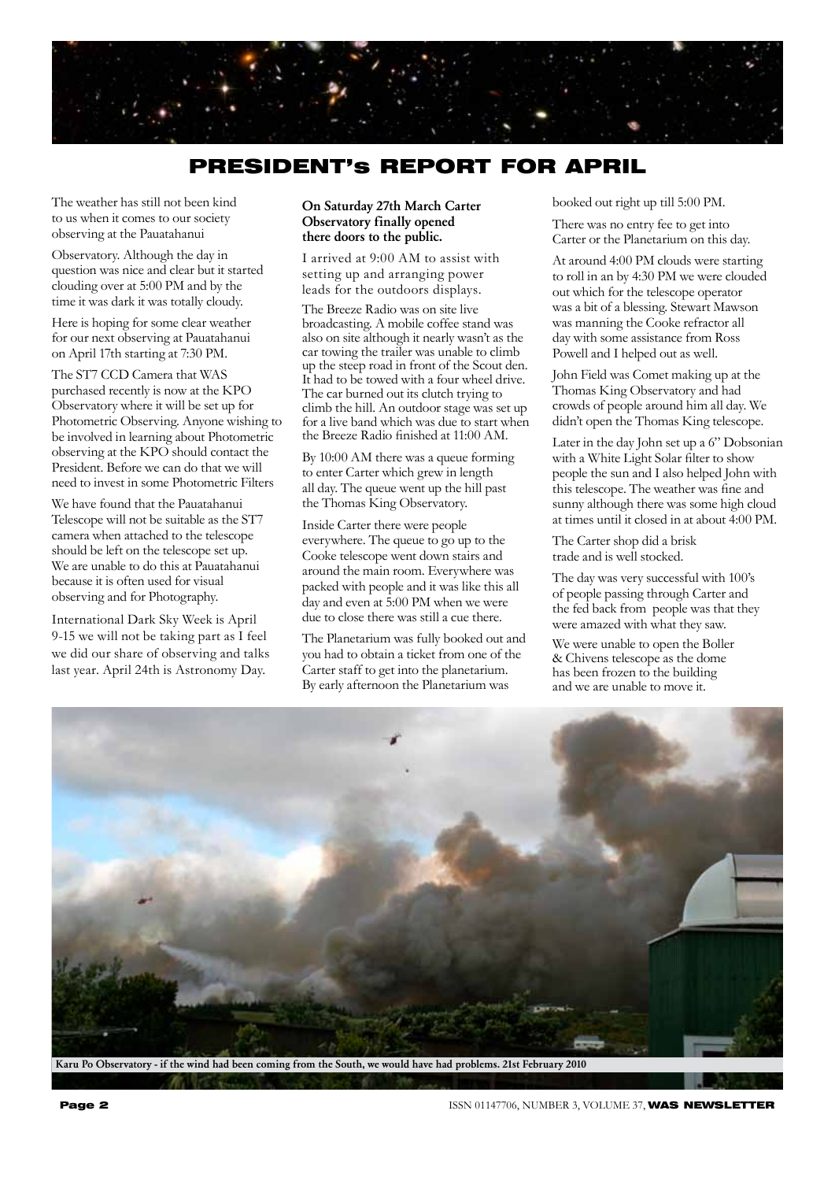# PRESIDENT's REPORT FOR APRIL

The weather has still not been kind to us when it comes to our society observing at the Pauatahanui Observatory. Although the day in question was nice and clear but it started clouding over at 5:00 PM and by the time it was dark it was totally cloudy.

Here is hoping for some clear weather for our next observing at Pauatahanui on April 17th starting at 7:30 PM.

The ST7 CCD Camera that WAS purchased recently is now at the KPO Observatory where it will be set up for Photometric Observing. Anyone wishing to be involved in learning about Photometric observing at the KPO should contact the President. Before we can do that we will need to invest in some Photometric Filters

We have found that the Pauatahanui Telescope will not be suitable as the ST7 camera when attached to the telescope should be left on the telescope set up. We are unable to do this at Pauatahanui because it is often used for visual observing and for Photography.

International Dark Sky Week is April 9-15 we will not be taking part as I feel we did our share of observing and talks last year. April 24th is Astronomy Day.

**On Saturday 27th March Carter Observatory finally opened there doors to the public.**

I arrived at 9:00 AM to assist with setting up and arranging power leads for the outdoors displays.

The Breeze Radio was on site live broadcasting. A mobile coffee stand was also on site although it nearly wasn't as the car towing the trailer was unable to climb up the steep road in front of the Scout den. It had to be towed with a four wheel drive. The car burned out its clutch trying to climb the hill. An outdoor stage was set up for a live band which was due to start when the Breeze Radio finished at 11:00 AM.

By 10:00 AM there was a queue forming to enter Carter which grew in length all day. The queue went up the hill past the Thomas King Observatory.

Inside Carter there were people everywhere. The queue to go up to the Cooke telescope went down stairs and around the main room. Everywhere was packed with people and it was like this all day and even at 5:00 PM when we were due to close there was still a cue there.

The Planetarium was fully booked out and you had to obtain a ticket from one of the Carter staff to get into the planetarium. By early afternoon the Planetarium was booked out right up till 5:00 PM.

There was no entry fee to get into Carter or the Planetarium on this day.

At around 4:00 PM clouds were starting to roll in an by 4:30 PM we were clouded out which for the telescope operator was a bit of a blessing. Stewart Mawson was manning the Cooke refractor all day with some assistance from Ross Powell and I helped out as well.

John Field was Comet making up at the Thomas King Observatory and had crowds of people around him all day. We didn't open the Thomas King telescope.

Later in the day John set up a 6" Dobsonian with a White Light Solar filter to show people the sun and I also helped John with this telescope. The weather was fine and sunny although there was some high cloud at times until it closed in at about 4:00 PM.

The Carter shop did a brisk trade and is well stocked.

The day was very successful with 100's of people passing through Carter and the fed back from people was that they were amazed with what they saw.

We were unable to open the Boller & Chivens telescope as the dome has been frozen to the building and we are unable to move it.

**Karu Po Observatory - if the wind had been coming from the South, we would have had problems. 21st February 2010**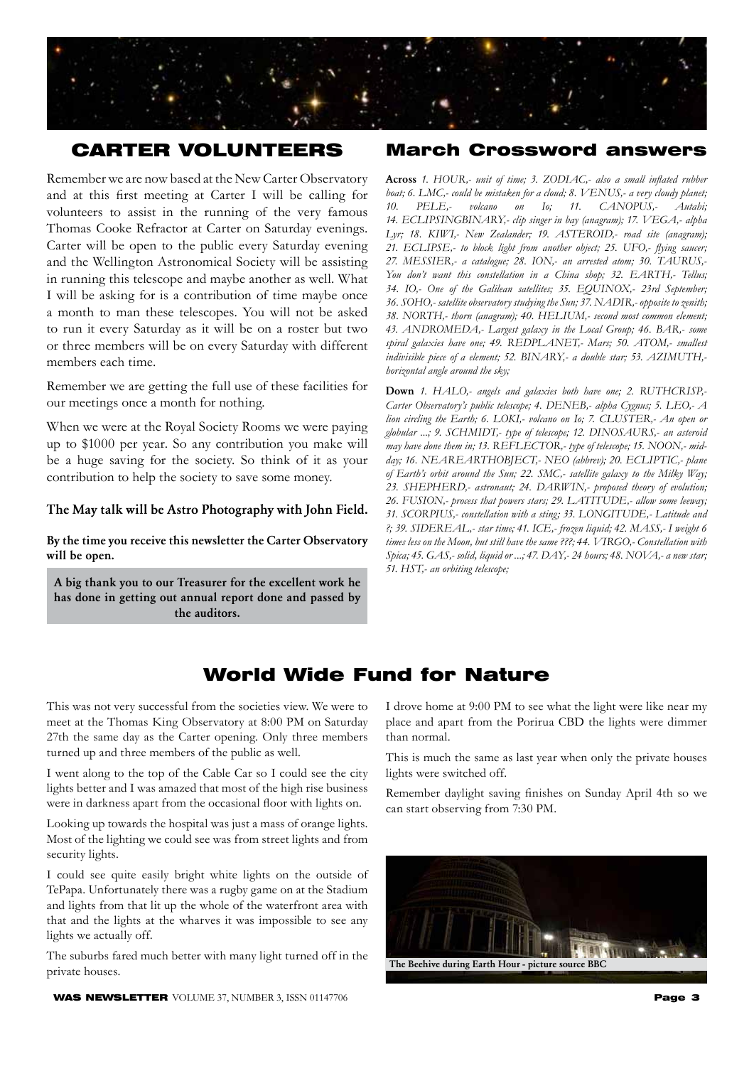## CARTER VOLUNTEERS

Remember we are now based at the New Carter Observatory and at this first meeting at Carter I will be calling for volunteers to assist in the running of the very famous Thomas Cooke Refractor at Carter on Saturday evenings. Carter will be open to the public every Saturday evening and the Wellington Astronomical Society will be assisting in running this telescope and maybe another as well. What I will be asking for is a contribution of time maybe once a month to man these telescopes. You will not be asked to run it every Saturday as it will be on a roster but two or three members will be on every Saturday with different members each time.

Remember we are getting the full use of these facilities for our meetings once a month for nothing.

When we were at the Royal Society Rooms we were paying up to $1000 per year. So any contribution you make will be a huge saving for the society. So think of it as your contribution to help the society to save some money.

**The May talk will be Astro Photography with John Field.**

**By the time you receive this newsletter the Carter Observatory will be open.**

**A big thank you to our Treasurer for the excellent work he has done in getting out annual report done and passed by the auditors.**

## March Crossword answers

**Across** *1. HOUR,- unit of time; 3. ZODIAC,- also a small inflated rubber boat; 6. LMC,- could be mistaken for a cloud; 8. VENUS,- a very cloudy planet; 10. PELE,- volcano on Io; 11. CANOPUS,- Autahi; 14. ECLIPSINGBINARY,- clip singer in bay (anagram); 17. VEGA,- alpha Lyr; 18. KIWI,- New Zealander; 19. ASTEROID,- road site (anagram); 21. ECLIPSE,- to block light from another object; 25. UFO,- flying saucer; 27. MESSIER,- a catalogue; 28. ION,- an arrested atom; 30. TAURUS,- You don't want this constellation in a China shop; 32. EARTH,- Tellus; 34. IO,- One of the Galilean satellites; 35. EQUINOX,- 23rd September; 36. SOHO,- satellite observatory studying the Sun; 37. NADIR,- opposite to zenith; 38. NORTH,- thorn (anagram); 40. HELIUM,- second most common element; 43. ANDROMEDA,- Largest galaxy in the Local Group; 46. BAR,- some spiral galaxies have one; 49. REDPLANET,- Mars; 50. ATOM,- smallest indivisible piece of a element; 52. BINARY,- a double star; 53. AZIMUTH,- horizontal angle around the sky;*

**Down** *1. HALO,- angels and galaxies both have one; 2. RUTHCRISP,- Carter Observatory's public telescope; 4. DENEB,- alpha Cygnus; 5. LEO,- A lion circling the Earth; 6. LOKI,- volcano on Io; 7. CLUSTER,- An open or globular ...; 9. SCHMIDT,- type of telescope; 12. DINOSAURS,- an asteroid may have done them in; 13. REFLECTOR,- type of telescope; 15. NOON,- mid-day; 16. NEAREARTHOBJECT,- NEO (abbrev); 20. ECLIPTIC,- plane of Earth's orbit around the Sun; 22. SMC,- satellite galaxy to the Milky Way; 23. SHEPHERD,- astronaut; 24. DARWIN,- proposed theory of evolution; 26. FUSION,- process that powers stars; 29. LATITUDE,- allow some leeway; 31. SCORPIUS,- constellation with a sting; 33. LONGITUDE,- Latitude and ?; 39. SIDEREAL,- star time; 41. ICE,- frozen liquid; 42. MASS,- I weight 6 times less on the Moon, but still have the same ???; 44. VIRGO,- Constellation with Spica; 45. GAS,- solid, liquid or ...; 47. DAY,- 24 hours; 48. NOVA,- a new star; 51. HST,- an orbiting telescope;*

## World Wide Fund for Nature

This was not very successful from the societies view. We were to meet at the Thomas King Observatory at 8:00 PM on Saturday 27th the same day as the Carter opening. Only three members turned up and three members of the public as well.

I went along to the top of the Cable Car so I could see the city lights better and I was amazed that most of the high rise business were in darkness apart from the occasional floor with lights on.

Looking up towards the hospital was just a mass of orange lights. Most of the lighting we could see was from street lights and from security lights.

I could see quite easily bright white lights on the outside of TePapa. Unfortunately there was a rugby game on at the Stadium and lights from that lit up the whole of the waterfront area with that and the lights at the wharves it was impossible to see any lights we actually off.

The suburbs fared much better with many light turned off in the private houses.

I drove home at 9:00 PM to see what the light were like near my place and apart from the Porirua CBD the lights were dimmer than normal.

This is much the same as last year when only the private houses lights were switched off.

Remember daylight saving finishes on Sunday April 4th so we can start observing from 7:30 PM.

The Beehive during Earth Hour - picture source BBC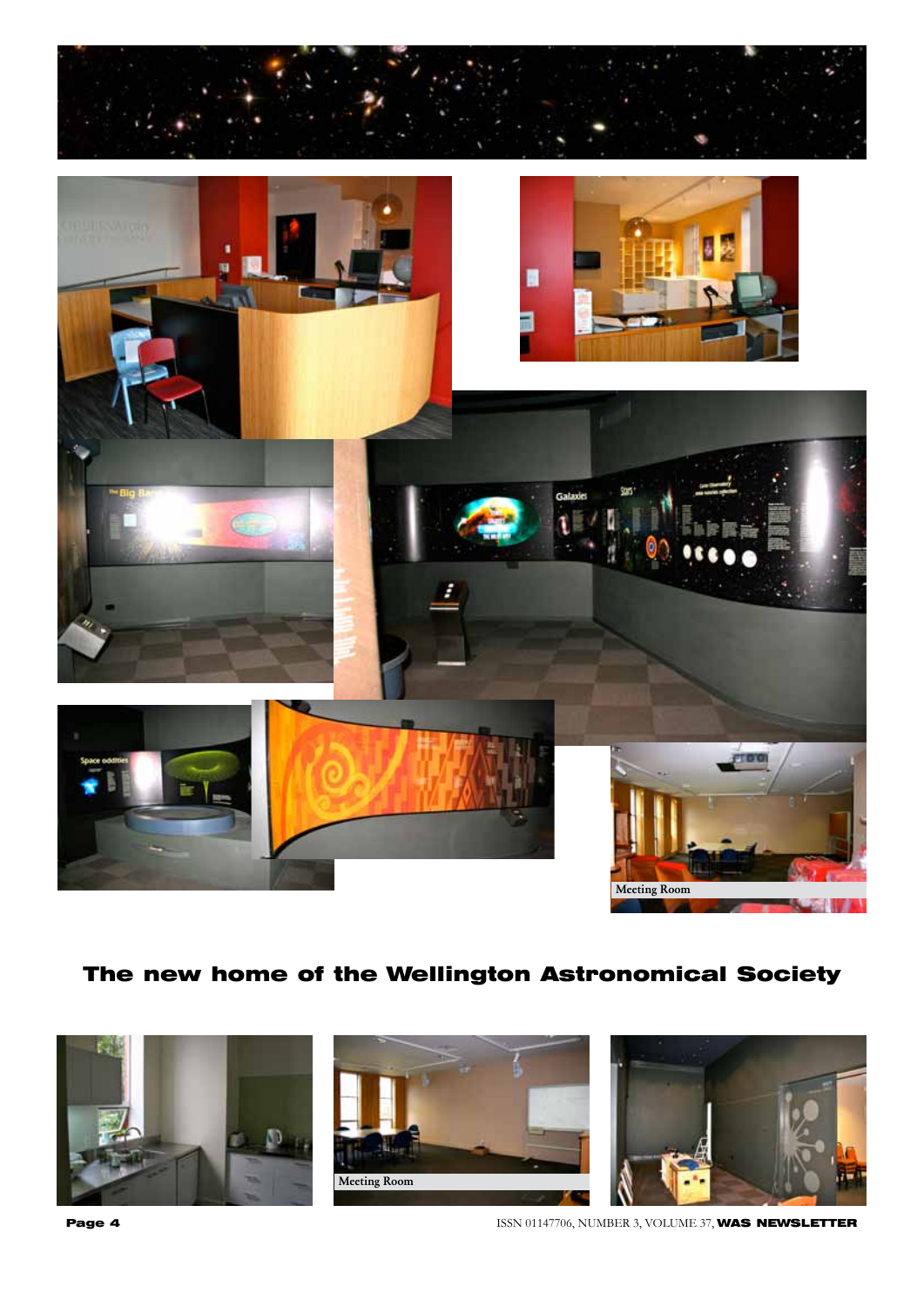Meeting Room

## The new home of the Wellington Astronomical Society

Meeting Room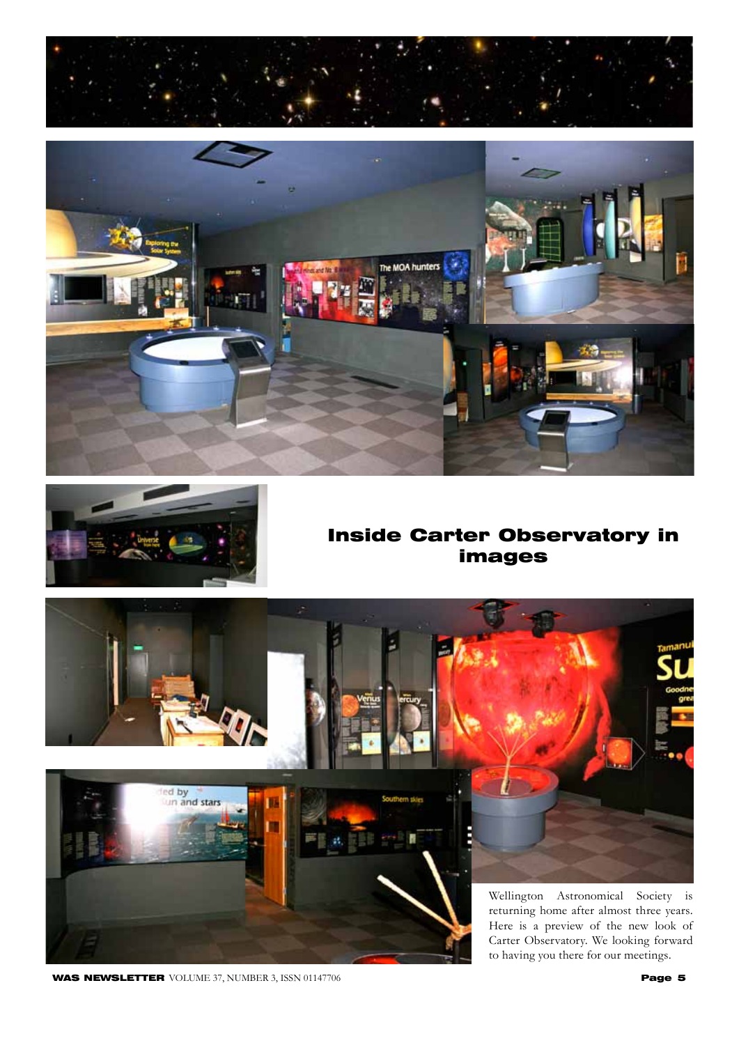# Inside Carter Observatory in images

Wellington Astronomical Society is returning home after almost three years. Here is a preview of the new look of Carter Observatory. We looking forward to having you there for our meetings.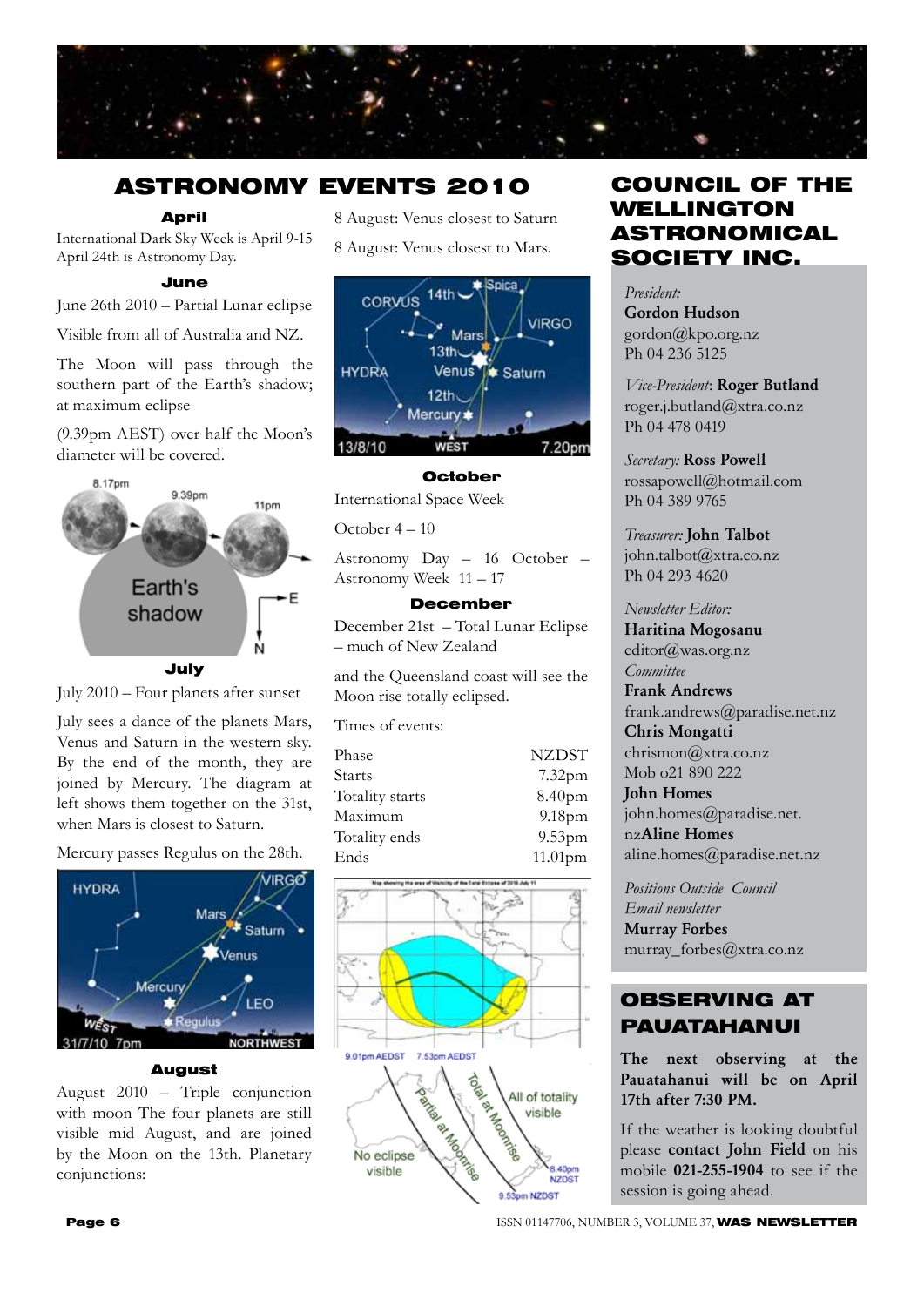## ASTRONOMY EVENTS 2010

### April

International Dark Sky Week is April 9-15
April 24th is Astronomy Day.

### June

June 26th 2010 – Partial Lunar eclipse

Visible from all of Australia and NZ.

The Moon will pass through the southern part of the Earth's shadow; at maximum eclipse

(9.39pm AEST) over half the Moon's diameter will be covered.

### July

July 2010 – Four planets after sunset

July sees a dance of the planets Mars, Venus and Saturn in the western sky. By the end of the month, they are joined by Mercury. The diagram at left shows them together on the 31st, when Mars is closest to Saturn.

Mercury passes Regulus on the 28th.

### August

August 2010 – Triple conjunction with moon The four planets are still visible mid August, and are joined by the Moon on the 13th. Planetary conjunctions:

8 August: Venus closest to Saturn

8 August: Venus closest to Mars.

### October

International Space Week

October 4 – 10

Astronomy Day – 16 October – Astronomy Week 11 – 17

### December

December 21st – Total Lunar Eclipse – much of New Zealand

and the Queensland coast will see the Moon rise totally eclipsed.

Times of events:

| Phase | NZDST |
|---|---|
| Starts | 7.32pm |
| Totality starts | 8.40pm |
| Maximum | 9.18pm |
| Totality ends | 9.53pm |
| Ends | 11.01pm |

## COUNCIL OF THE WELLINGTON ASTRONOMICAL SOCIETY INC.

*President:*
**Gordon Hudson**
gordon@kpo.org.nz
Ph 04 236 5125

*Vice-President*: **Roger Butland**
roger.j.butland@xtra.co.nz
Ph 04 478 0419

*Secretary:* **Ross Powell**
rossapowell@hotmail.com
Ph 04 389 9765

*Treasurer:* **John Talbot**
john.talbot@xtra.co.nz
Ph 04 293 4620

*Newsletter Editor:*
**Haritina Mogosanu**
editor@was.org.nz

*Committee*
**Frank Andrews**
frank.andrews@paradise.net.nz
**Chris Mongatti**
chrismon@xtra.co.nz
Mob 021 890 222
**John Homes**
john.homes@paradise.net.nz
**Aline Homes**
aline.homes@paradise.net.nz

*Positions Outside Council*
*Email newsletter*
**Murray Forbes**
murray_forbes@xtra.co.nz

## OBSERVING AT PAUATAHANUI

**The next observing at the Pauatahanui will be on April 17th after 7:30 PM.**

If the weather is looking doubtful please **contact John Field** on his mobile **021-255-1904** to see if the session is going ahead.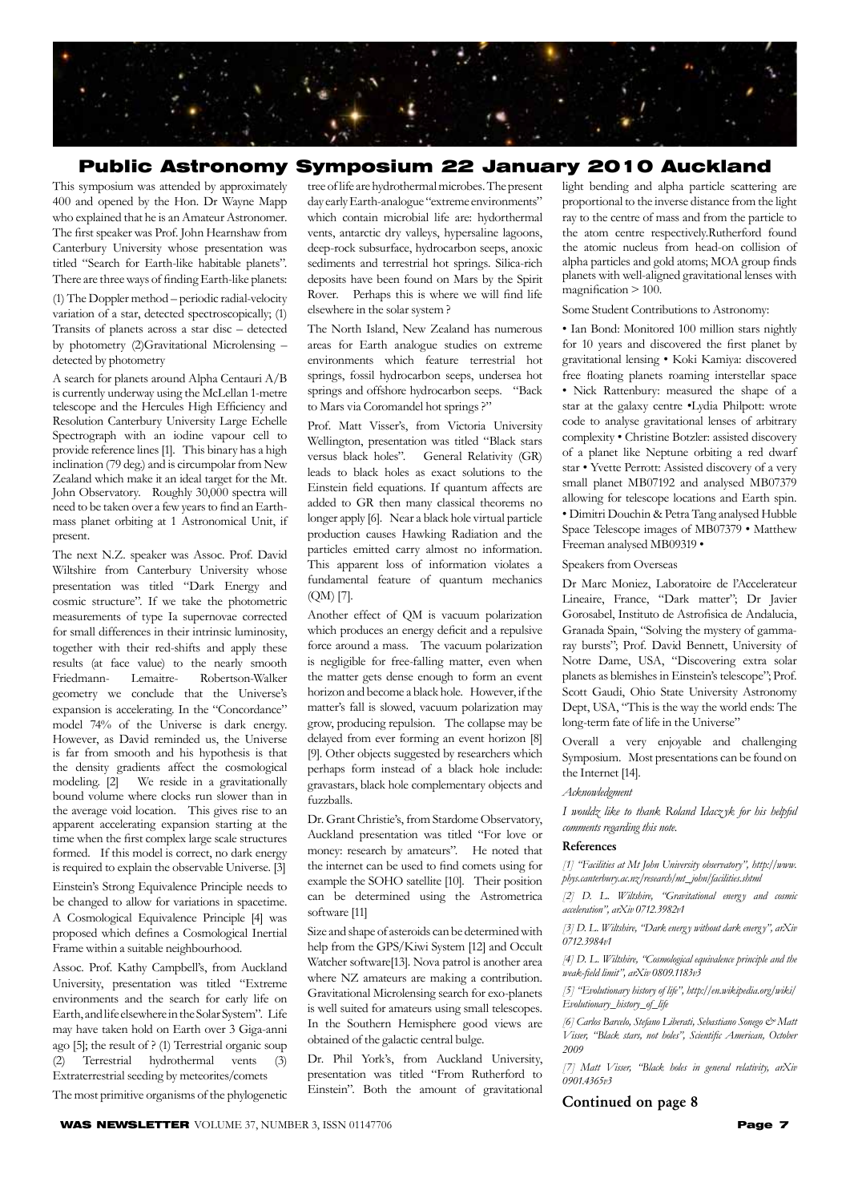# Public Astronomy Symposium 22 January 2010 Auckland

This symposium was attended by approximately 400 and opened by the Hon. Dr Wayne Mapp who explained that he is an Amateur Astronomer. The first speaker was Prof. John Hearnshaw from Canterbury University whose presentation was titled "Search for Earth-like habitable planets". There are three ways of finding Earth-like planets:

(1) The Doppler method – periodic radial-velocity variation of a star, detected spectroscopically; (1) Transits of planets across a star disc – detected by photometry (2)Gravitational Microlensing – detected by photometry

A search for planets around Alpha Centauri A/B is currently underway using the McLellan 1-metre telescope and the Hercules High Efficiency and Resolution Canterbury University Large Echelle Spectrograph with an iodine vapour cell to provide reference lines [1]. This binary has a high inclination (79 deg.) and is circumpolar from New Zealand which make it an ideal target for the Mt. John Observatory. Roughly 30,000 spectra will need to be taken over a few years to find an Earth-mass planet orbiting at 1 Astronomical Unit, if present.

The next N.Z. speaker was Assoc. Prof. David Wiltshire from Canterbury University whose presentation was titled "Dark Energy and cosmic structure". If we take the photometric measurements of type Ia supernovae corrected for small differences in their intrinsic luminosity, together with their red-shifts and apply these results (at face value) to the nearly smooth Friedmann- Lemaitre- Robertson-Walker geometry we conclude that the Universe's expansion is accelerating. In the "Concordance" model 74% of the Universe is dark energy. However, as David reminded us, the Universe is far from smooth and his hypothesis is that the density gradients affect the cosmological modeling. [2] We reside in a gravitationally bound volume where clocks run slower than in the average void location. This gives rise to an apparent accelerating expansion starting at the time when the first complex large scale structures formed. If this model is correct, no dark energy is required to explain the observable Universe. [3]

Einstein's Strong Equivalence Principle needs to be changed to allow for variations in spacetime. A Cosmological Equivalence Principle [4] was proposed which defines a Cosmological Inertial Frame within a suitable neighbourhood.

Assoc. Prof. Kathy Campbell's, from Auckland University, presentation was titled "Extreme environments and the search for early life on Earth, and life elsewhere in the Solar System". Life may have taken hold on Earth over 3 Giga-anni ago [5]; the result of ? (1) Terrestrial organic soup (2) Terrestrial hydrothermal vents (3) Extraterrestrial seeding by meteorites/comets

The most primitive organisms of the phylogenetic tree of life are hydrothermal microbes. The present day early Earth-analogue "extreme environments" which contain microbial life are: hydorthermal vents, antarctic dry valleys, hypersaline lagoons, deep-rock subsurface, hydrocarbon seeps, anoxic sediments and terrestrial hot springs. Silica-rich deposits have been found on Mars by the Spirit Rover. Perhaps this is where we will find life elsewhere in the solar system ?

The North Island, New Zealand has numerous areas for Earth analogue studies on extreme environments which feature terrestrial hot springs, fossil hydrocarbon seeps, undersea hot springs and offshore hydrocarbon seeps. "Back to Mars via Coromandel hot springs ?"

Prof. Matt Visser's, from Victoria University Wellington, presentation was titled "Black stars versus black holes". General Relativity (GR) leads to black holes as exact solutions to the Einstein field equations. If quantum affects are added to GR then many classical theorems no longer apply [6]. Near a black hole virtual particle production causes Hawking Radiation and the particles emitted carry almost no information. This apparent loss of information violates a fundamental feature of quantum mechanics (QM) [7].

Another effect of QM is vacuum polarization which produces an energy deficit and a repulsive force around a mass. The vacuum polarization is negligible for free-falling matter, even when the matter gets dense enough to form an event horizon and become a black hole. However, if the matter's fall is slowed, vacuum polarization may grow, producing repulsion. The collapse may be delayed from ever forming an event horizon [8] [9]. Other objects suggested by researchers which perhaps form instead of a black hole include: gravastars, black hole complementary objects and fuzzballs.

Dr. Grant Christie's, from Stardome Observatory, Auckland presentation was titled "For love or money: research by amateurs". He noted that the internet can be used to find comets using for example the SOHO satellite [10]. Their position can be determined using the Astrometrica software [11]

Size and shape of asteroids can be determined with help from the GPS/Kiwi System [12] and Occult Watcher software[13]. Nova patrol is another area where NZ amateurs are making a contribution. Gravitational Microlensing search for exo-planets is well suited for amateurs using small telescopes. In the Southern Hemisphere good views are obtained of the galactic central bulge.

Dr. Phil York's, from Auckland University, presentation was titled "From Rutherford to Einstein". Both the amount of gravitational light bending and alpha particle scattering are proportional to the inverse distance from the light ray to the centre of mass and from the particle to the atom centre respectively.Rutherford found the atomic nucleus from head-on collision of alpha particles and gold atoms; MOA group finds planets with well-aligned gravitational lenses with magnification > 100.

Some Student Contributions to Astronomy:

• Ian Bond: Monitored 100 million stars nightly for 10 years and discovered the first planet by gravitational lensing • Koki Kamiya: discovered free floating planets roaming interstellar space • Nick Rattenbury: measured the shape of a star at the galaxy centre •Lydia Philpott: wrote code to analyse gravitational lenses of arbitrary complexity • Christine Botzler: assisted discovery of a planet like Neptune orbiting a red dwarf star • Yvette Perrott: Assisted discovery of a very small planet MB07192 and analysed MB07379 allowing for telescope locations and Earth spin. • Dimitri Douchin & Petra Tang analysed Hubble Space Telescope images of MB07379 • Matthew Freeman analysed MB09319 •

Speakers from Overseas

Dr Marc Moniez, Laboratoire de l'Accelerateur Lineaire, France, "Dark matter"; Dr Javier Gorosabel, Instituto de Astrofisica de Andalucia, Granada Spain, "Solving the mystery of gamma-ray bursts"; Prof. David Bennett, University of Notre Dame, USA, "Discovering extra solar planets as blemishes in Einstein's telescope"; Prof. Scott Gaudi, Ohio State University Astronomy Dept, USA, "This is the way the world ends: The long-term fate of life in the Universe"

Overall a very enjoyable and challenging Symposium. Most presentations can be found on the Internet [14].

*Acknowledgment*

*I wouldz like to thank Roland Idaczyk for his helpful comments regarding this note.*

**References**

*[1] "Facilities at Mt John University observatory", http://www.phys.canterbury.ac.nz/research/mt_john/facilities.shtml*

*[2] D. L. Wiltshire, "Gravitational energy and cosmic acceleration", arXiv 0712.3982v1*

*[3] D. L. Wiltshire, "Dark energy without dark energy", arXiv 0712.3984v1*

*[4] D. L. Wiltshire, "Cosmological equivalence principle and the weak-field limit", arXiv 0809.1183v3*

*[5] "Evolutionary history of life", http://en.wikipedia.org/wiki/Evolutionary_history_of_life*

*[6] Carlos Barcelo, Stefano Liberati, Sebastiano Sonego & Matt Visser, "Black stars, not holes", Scientific American, October 2009*

*[7] Matt Visser, "Black holes in general relativity, arXiv 0901.4365v3*

**Continued on page 8**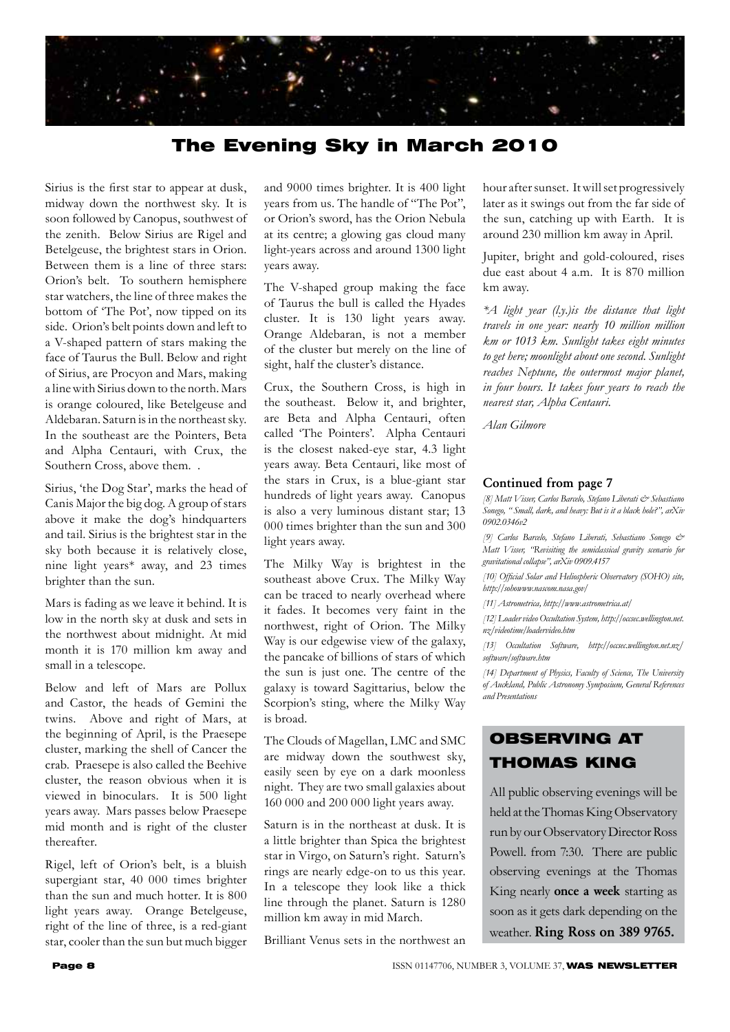# The Evening Sky in March 2010

Sirius is the first star to appear at dusk, midway down the northwest sky. It is soon followed by Canopus, southwest of the zenith. Below Sirius are Rigel and Betelgeuse, the brightest stars in Orion. Between them is a line of three stars: Orion's belt. To southern hemisphere star watchers, the line of three makes the bottom of 'The Pot', now tipped on its side. Orion's belt points down and left to a V-shaped pattern of stars making the face of Taurus the Bull. Below and right of Sirius, are Procyon and Mars, making a line with Sirius down to the north. Mars is orange coloured, like Betelgeuse and Aldebaran. Saturn is in the northeast sky. In the southeast are the Pointers, Beta and Alpha Centauri, with Crux, the Southern Cross, above them. .

Sirius, 'the Dog Star', marks the head of Canis Major the big dog. A group of stars above it make the dog's hindquarters and tail. Sirius is the brightest star in the sky both because it is relatively close, nine light years* away, and 23 times brighter than the sun.

Mars is fading as we leave it behind. It is low in the north sky at dusk and sets in the northwest about midnight. At mid month it is 170 million km away and small in a telescope.

Below and left of Mars are Pollux and Castor, the heads of Gemini the twins. Above and right of Mars, at the beginning of April, is the Praesepe cluster, marking the shell of Cancer the crab. Praesepe is also called the Beehive cluster, the reason obvious when it is viewed in binoculars. It is 500 light years away. Mars passes below Praesepe mid month and is right of the cluster thereafter.

Rigel, left of Orion's belt, is a bluish supergiant star, 40 000 times brighter than the sun and much hotter. It is 800 light years away. Orange Betelgeuse, right of the line of three, is a red-giant star, cooler than the sun but much bigger and 9000 times brighter. It is 400 light years from us. The handle of "The Pot", or Orion's sword, has the Orion Nebula at its centre; a glowing gas cloud many light-years across and around 1300 light years away.

The V-shaped group making the face of Taurus the bull is called the Hyades cluster. It is 130 light years away. Orange Aldebaran, is not a member of the cluster but merely on the line of sight, half the cluster's distance.

Crux, the Southern Cross, is high in the southeast. Below it, and brighter, are Beta and Alpha Centauri, often called 'The Pointers'. Alpha Centauri is the closest naked-eye star, 4.3 light years away. Beta Centauri, like most of the stars in Crux, is a blue-giant star hundreds of light years away. Canopus is also a very luminous distant star; 13 000 times brighter than the sun and 300 light years away.

The Milky Way is brightest in the southeast above Crux. The Milky Way can be traced to nearly overhead where it fades. It becomes very faint in the northwest, right of Orion. The Milky Way is our edgewise view of the galaxy, the pancake of billions of stars of which the sun is just one. The centre of the galaxy is toward Sagittarius, below the Scorpion's sting, where the Milky Way is broad.

The Clouds of Magellan, LMC and SMC are midway down the southwest sky, easily seen by eye on a dark moonless night. They are two small galaxies about 160 000 and 200 000 light years away.

Saturn is in the northeast at dusk. It is a little brighter than Spica the brightest star in Virgo, on Saturn's right. Saturn's rings are nearly edge-on to us this year. In a telescope they look like a thick line through the planet. Saturn is 1280 million km away in mid March.

Brilliant Venus sets in the northwest an hour after sunset. It will set progressively later as it swings out from the far side of the sun, catching up with Earth. It is around 230 million km away in April.

Jupiter, bright and gold-coloured, rises due east about 4 a.m. It is 870 million km away.

*\*A light year (l.y.)is the distance that light travels in one year: nearly 10 million million km or 1013 km. Sunlight takes eight minutes to get here; moonlight about one second. Sunlight reaches Neptune, the outermost major planet, in four hours. It takes four years to reach the nearest star, Alpha Centauri.*

*Alan Gilmore*

### Continued from page 7

*[8] Matt Visser, Carlos Barcelo, Stefano Liberati & Sebastiano Sonego, " Small, dark, and heavy: But is it a black hole?", arXiv 0902.0346v2*

*[9] Carlos Barcelo, Stefano Liberati, Sebastiano Sonego & Matt Visser, "Revisiting the semiclassical gravity scenario for gravitational collapse", arXiv 0909.4157*

*[10] Official Solar and Heliospheric Observatory (SOHO) site, http://sohowww.nascom.nasa.gov/*

*[11] Astrometrica, http://www.astrometrica.at/*

*[12] Loader video Occultation System, http://occsec.wellington.net.nz/videotime/loadervideo.htm*

*[13] Occultation Software, http://occsec.wellington.net.nz/software/software.htm*

*[14] Department of Physics, Faculty of Science, The University of Auckland, Public Astronomy Symposium, General References and Presentations*

## OBSERVING AT THOMAS KING

All public observing evenings will be held at the Thomas King Observatory run by our Observatory Director Ross Powell. from 7:30. There are public observing evenings at the Thomas King nearly **once a week** starting as soon as it gets dark depending on the weather. **Ring Ross on 389 9765.**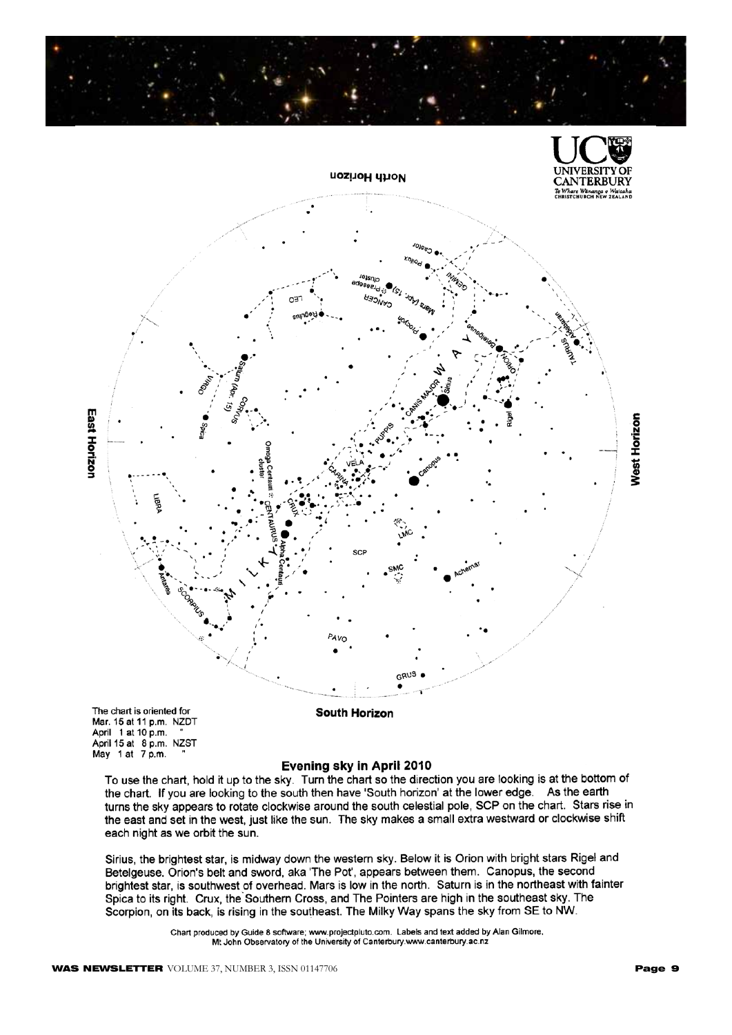The chart is oriented for
Mar. 15 at 11 p.m. NZDT
April 1 at 10 p.m. "
April 15 at 8 p.m. NZST
May 1 at 7 p.m. "

## Evening sky in April 2010

To use the chart, hold it up to the sky. Turn the chart so the direction you are looking is at the bottom of the chart. If you are looking to the south then have 'South horizon' at the lower edge. As the earth turns the sky appears to rotate clockwise around the south celestial pole, SCP on the chart. Stars rise in the east and set in the west, just like the sun. The sky makes a small extra westward or clockwise shift each night as we orbit the sun.

Sirius, the brightest star, is midway down the western sky. Below it is Orion with bright stars Rigel and Betelgeuse. Orion's belt and sword, aka 'The Pot', appears between them. Canopus, the second brightest star, is southwest of overhead. Mars is low in the north. Saturn is in the northeast with fainter Spica to its right. Crux, the Southern Cross, and The Pointers are high in the southeast sky. The Scorpion, on its back, is rising in the southeast. The Milky Way spans the sky from SE to NW.

Chart produced by Guide 8 software; www.projectpluto.com. Labels and text added by Alan Gilmore, Mt John Observatory of the University of Canterbury.www.canterbury.ac.nz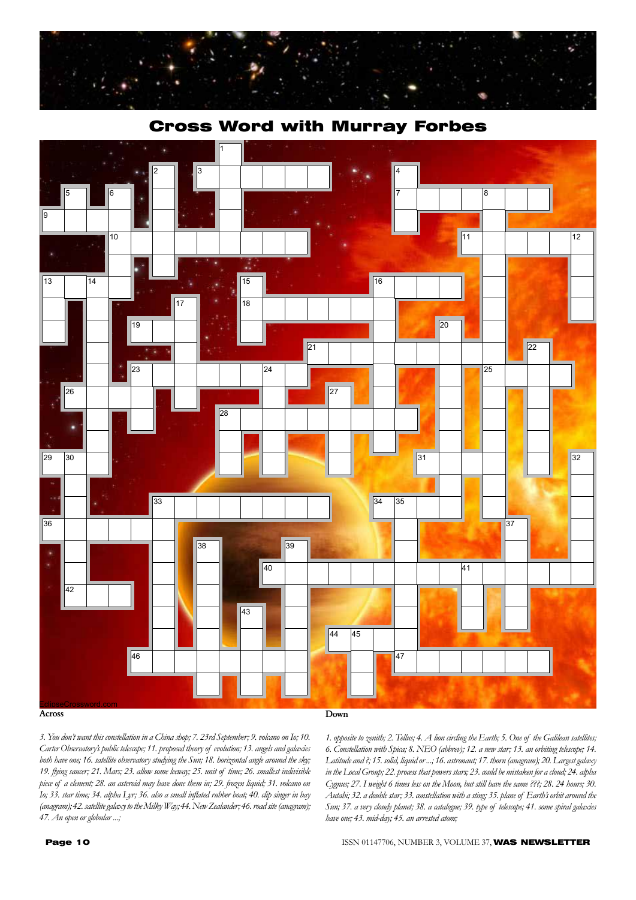# Cross Word with Murray Forbes

EclipseCrossword.com

**Across**

*3. You don't want this constellation in a China shop; 7. 23rd September; 9. volcano on Io; 10. Carter Observatory's public telescope; 11. proposed theory of evolution; 13. angels and galaxies both have one; 16. satellite observatory studying the Sun; 18. horizontal angle around the sky; 19. flying saucer; 21. Mars; 23. allow some leeway; 25. unit of time; 26. smallest indivisible piece of a element; 28. an asteroid may have done them in; 29. frozen liquid; 31. volcano on Io; 33. star time; 34. alpha Lyr; 36. also a small inflated rubber boat; 40. clip singer in bay (anagram); 42. satellite galaxy to the Milky Way; 44. New Zealander; 46. road site (anagram); 47. An open or globular ...;*

**Down**

*1. opposite to zenith; 2. Tellus; 4. A lion circling the Earth; 5. One of the Galilean satellites; 6. Constellation with Spica; 8. NEO (abbrev); 12. a new star; 13. an orbiting telescope; 14. Latitude and ?; 15. solid, liquid or ...; 16. astronaut; 17. thorn (anagram); 20. Largest galaxy in the Local Group; 22. process that powers stars; 23. could be mistaken for a cloud; 24. alpha Cygnus; 27. I weight 6 times less on the Moon, but still have the same ???; 28. 24 hours; 30. Autabi; 32. a double star; 33. constellation with a sting; 35. plane of Earth's orbit around the Sun; 37. a very cloudy planet; 38. a catalogue; 39. type of telescope; 41. some spiral galaxies have one; 43. mid-day; 45. an arrested atom;*